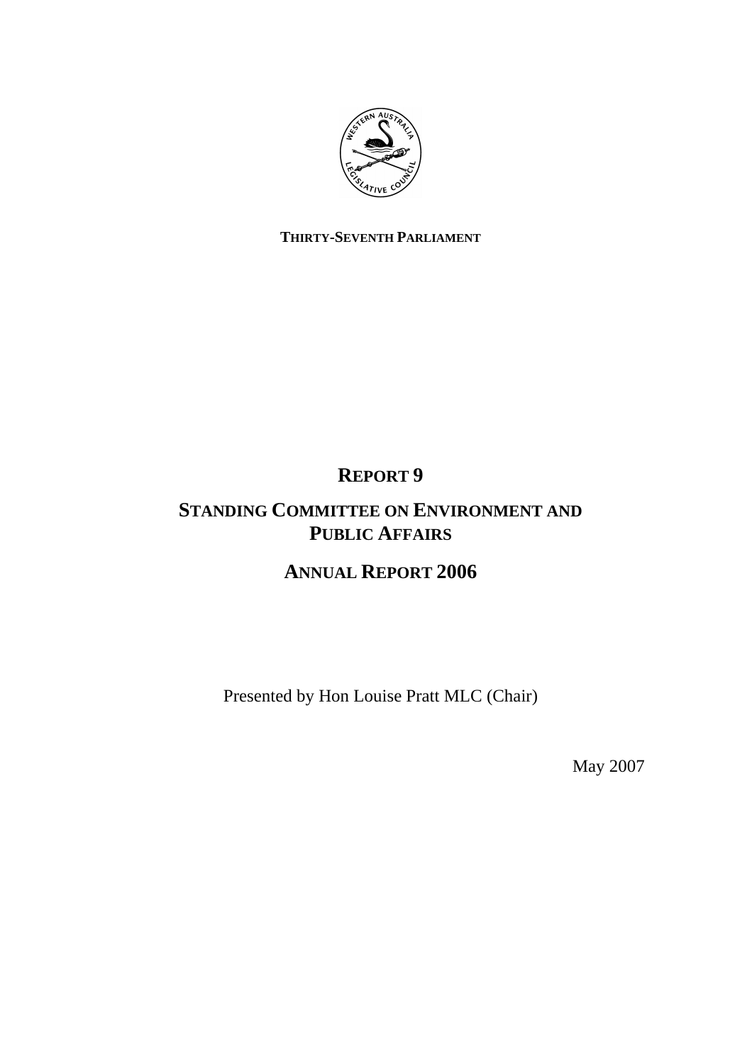**THIRTY-SEVENTH PARLIAMENT**

# REPORT 9

# STANDING COMMITTEE ON ENVIRONMENT AND PUBLIC AFFAIRS

# ANNUAL REPORT 2006

Presented by Hon Louise Pratt MLC (Chair)

May 2007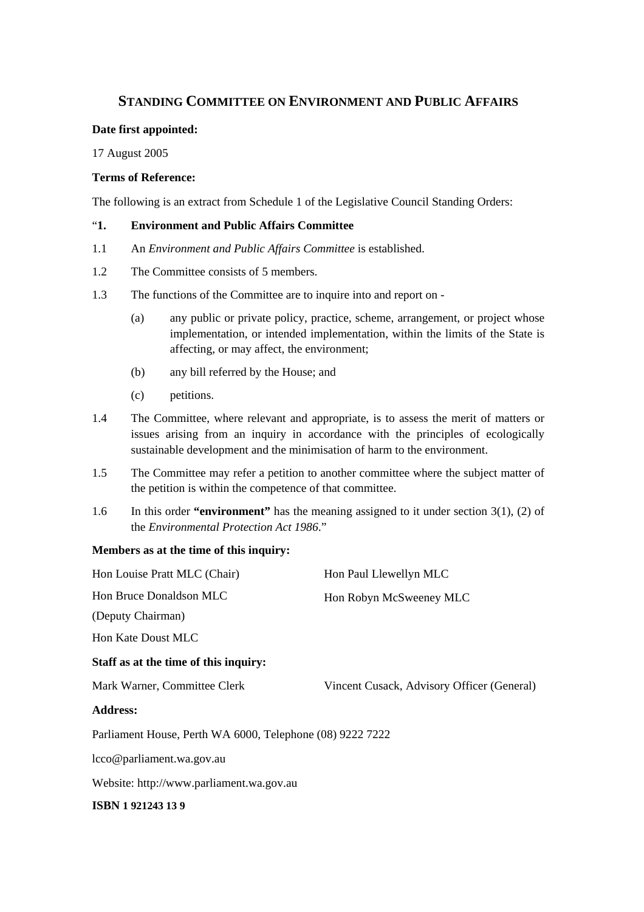## STANDING COMMITTEE ON ENVIRONMENT AND PUBLIC AFFAIRS

**Date first appointed:**

17 August 2005

**Terms of Reference:**

The following is an extract from Schedule 1 of the Legislative Council Standing Orders:

"**1. Environment and Public Affairs Committee**

1.1 An *Environment and Public Affairs Committee* is established.

1.2 The Committee consists of 5 members.

1.3 The functions of the Committee are to inquire into and report on -

(a) any public or private policy, practice, scheme, arrangement, or project whose implementation, or intended implementation, within the limits of the State is affecting, or may affect, the environment;

(b) any bill referred by the House; and

(c) petitions.

1.4 The Committee, where relevant and appropriate, is to assess the merit of matters or issues arising from an inquiry in accordance with the principles of ecologically sustainable development and the minimisation of harm to the environment.

1.5 The Committee may refer a petition to another committee where the subject matter of the petition is within the competence of that committee.

1.6 In this order **"environment"** has the meaning assigned to it under section 3(1), (2) of the *Environmental Protection Act 1986*."

**Members as at the time of this inquiry:**

Hon Louise Pratt MLC (Chair)

Hon Bruce Donaldson MLC (Deputy Chairman)

Hon Kate Doust MLC

Hon Paul Llewellyn MLC

Hon Robyn McSweeney MLC

**Staff as at the time of this inquiry:**

Mark Warner, Committee Clerk

Vincent Cusack, Advisory Officer (General)

**Address:**

Parliament House, Perth WA 6000, Telephone (08) 9222 7222

lcco@parliament.wa.gov.au

Website: http://www.parliament.wa.gov.au

**ISBN 1 921243 13 9**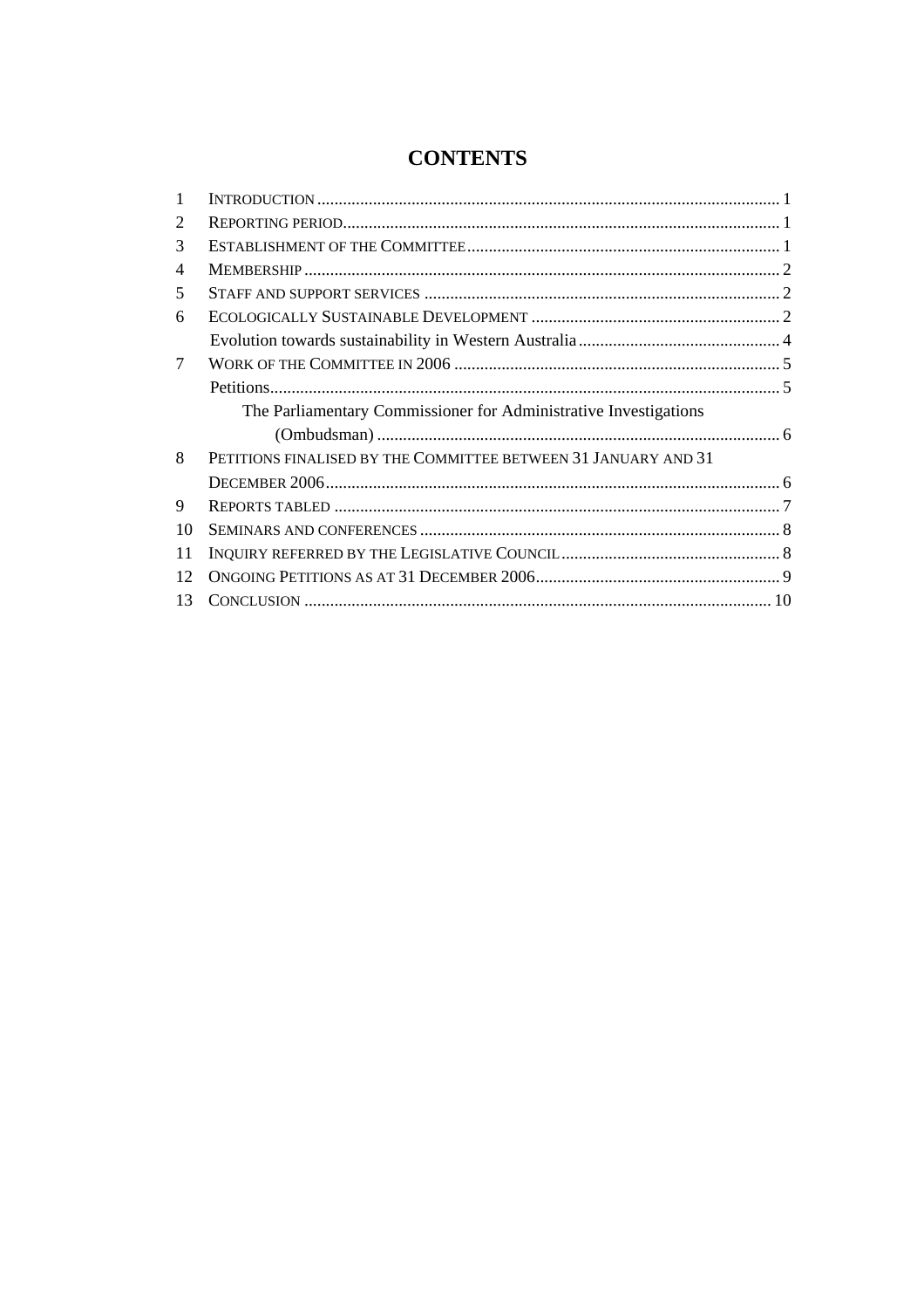# CONTENTS

| | | |
|---|---|---|
| 1 | INTRODUCTION | 1 |
| 2 | REPORTING PERIOD | 1 |
| 3 | ESTABLISHMENT OF THE COMMITTEE | 1 |
| 4 | MEMBERSHIP | 2 |
| 5 | STAFF AND SUPPORT SERVICES | 2 |
| 6 | ECOLOGICALLY SUSTAINABLE DEVELOPMENT | 2 |
| | Evolution towards sustainability in Western Australia | 4 |
| 7 | WORK OF THE COMMITTEE IN 2006 | 5 |
| | Petitions | 5 |
| | The Parliamentary Commissioner for Administrative Investigations (Ombudsman) | 6 |
| 8 | PETITIONS FINALISED BY THE COMMITTEE BETWEEN 31 JANUARY AND 31 DECEMBER 2006 | 6 |
| 9 | REPORTS TABLED | 7 |
| 10 | SEMINARS AND CONFERENCES | 8 |
| 11 | INQUIRY REFERRED BY THE LEGISLATIVE COUNCIL | 8 |
| 12 | ONGOING PETITIONS AS AT 31 DECEMBER 2006 | 9 |
| 13 | CONCLUSION | 10 |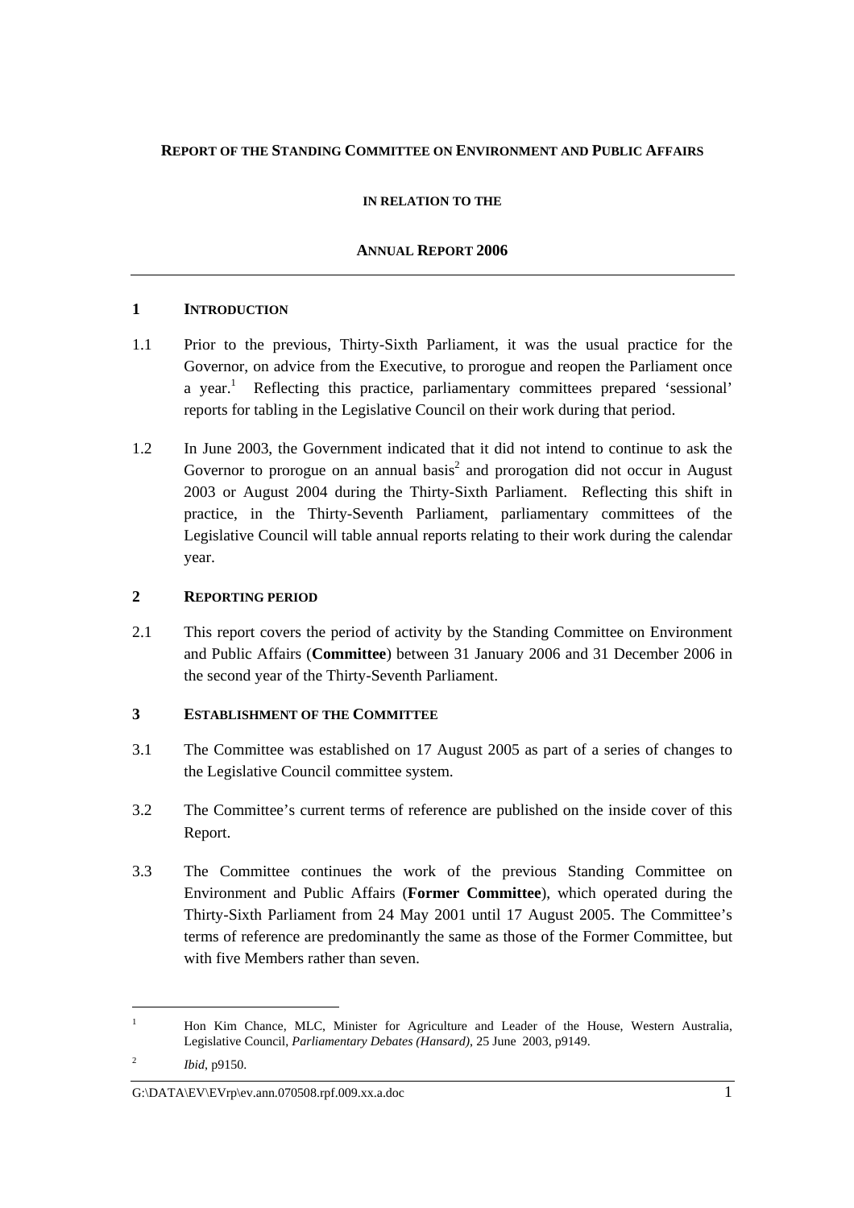**REPORT OF THE STANDING COMMITTEE ON ENVIRONMENT AND PUBLIC AFFAIRS**

**IN RELATION TO THE**

**ANNUAL REPORT 2006**

## 1 INTRODUCTION

1.1 Prior to the previous, Thirty-Sixth Parliament, it was the usual practice for the Governor, on advice from the Executive, to prorogue and reopen the Parliament once a year.[1] Reflecting this practice, parliamentary committees prepared 'sessional' reports for tabling in the Legislative Council on their work during that period.

1.2 In June 2003, the Government indicated that it did not intend to continue to ask the Governor to prorogue on an annual basis[2] and prorogation did not occur in August 2003 or August 2004 during the Thirty-Sixth Parliament. Reflecting this shift in practice, in the Thirty-Seventh Parliament, parliamentary committees of the Legislative Council will table annual reports relating to their work during the calendar year.

## 2 REPORTING PERIOD

2.1 This report covers the period of activity by the Standing Committee on Environment and Public Affairs (**Committee**) between 31 January 2006 and 31 December 2006 in the second year of the Thirty-Seventh Parliament.

## 3 ESTABLISHMENT OF THE COMMITTEE

3.1 The Committee was established on 17 August 2005 as part of a series of changes to the Legislative Council committee system.

3.2 The Committee's current terms of reference are published on the inside cover of this Report.

3.3 The Committee continues the work of the previous Standing Committee on Environment and Public Affairs (**Former Committee**), which operated during the Thirty-Sixth Parliament from 24 May 2001 until 17 August 2005. The Committee's terms of reference are predominantly the same as those of the Former Committee, but with five Members rather than seven.

---

[1] Hon Kim Chance, MLC, Minister for Agriculture and Leader of the House, Western Australia, Legislative Council, *Parliamentary Debates (Hansard)*, 25 June 2003, p9149.

[2] *Ibid*, p9150.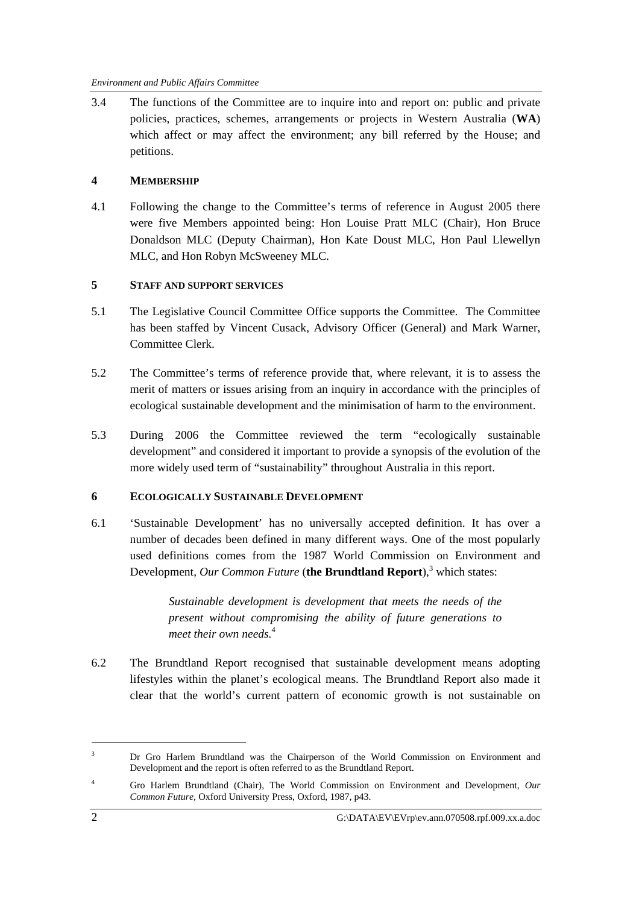3.4 The functions of the Committee are to inquire into and report on: public and private policies, practices, schemes, arrangements or projects in Western Australia (**WA**) which affect or may affect the environment; any bill referred by the House; and petitions.

## 4 MEMBERSHIP

4.1 Following the change to the Committee's terms of reference in August 2005 there were five Members appointed being: Hon Louise Pratt MLC (Chair), Hon Bruce Donaldson MLC (Deputy Chairman), Hon Kate Doust MLC, Hon Paul Llewellyn MLC, and Hon Robyn McSweeney MLC.

## 5 STAFF AND SUPPORT SERVICES

5.1 The Legislative Council Committee Office supports the Committee. The Committee has been staffed by Vincent Cusack, Advisory Officer (General) and Mark Warner, Committee Clerk.

5.2 The Committee's terms of reference provide that, where relevant, it is to assess the merit of matters or issues arising from an inquiry in accordance with the principles of ecological sustainable development and the minimisation of harm to the environment.

5.3 During 2006 the Committee reviewed the term "ecologically sustainable development" and considered it important to provide a synopsis of the evolution of the more widely used term of "sustainability" throughout Australia in this report.

## 6 ECOLOGICALLY SUSTAINABLE DEVELOPMENT

6.1 'Sustainable Development' has no universally accepted definition. It has over a number of decades been defined in many different ways. One of the most popularly used definitions comes from the 1987 World Commission on Environment and Development, *Our Common Future* (**the Brundtland Report**),[3] which states:

> *Sustainable development is development that meets the needs of the present without compromising the ability of future generations to meet their own needs.*[4]

6.2 The Brundtland Report recognised that sustainable development means adopting lifestyles within the planet's ecological means. The Brundtland Report also made it clear that the world's current pattern of economic growth is not sustainable on

---

[3] Dr Gro Harlem Brundtland was the Chairperson of the World Commission on Environment and Development and the report is often referred to as the Brundtland Report.

[4] Gro Harlem Brundtland (Chair), The World Commission on Environment and Development, *Our Common Future*, Oxford University Press, Oxford, 1987, p43.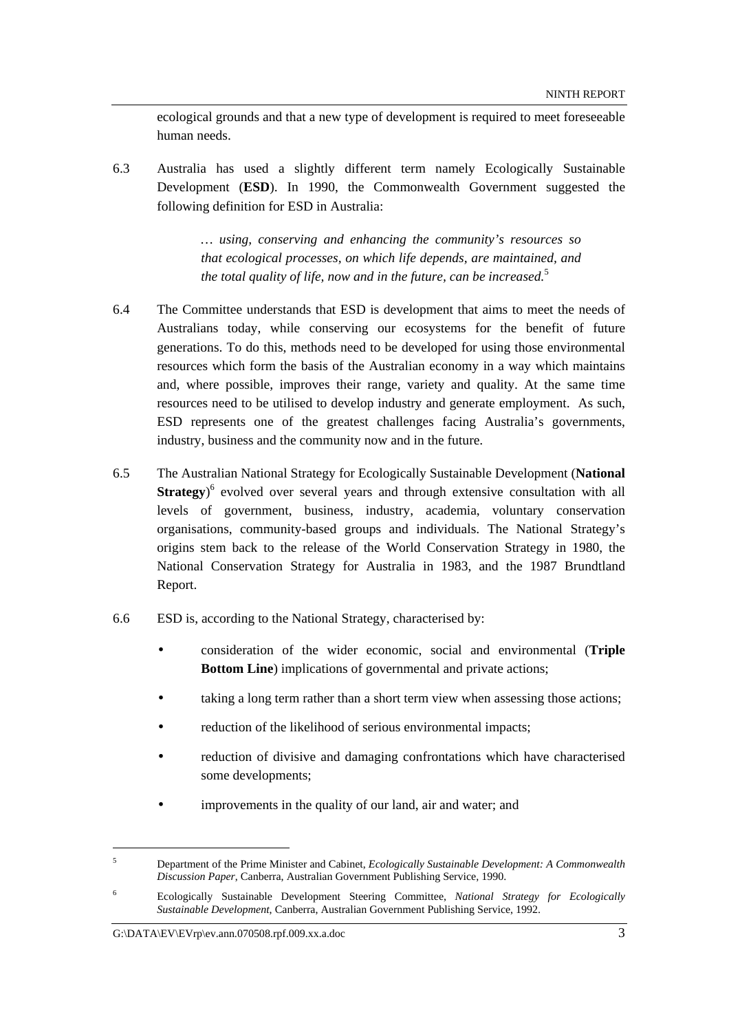ecological grounds and that a new type of development is required to meet foreseeable human needs.

6.3 Australia has used a slightly different term namely Ecologically Sustainable Development (**ESD**). In 1990, the Commonwealth Government suggested the following definition for ESD in Australia:

> *… using, conserving and enhancing the community's resources so that ecological processes, on which life depends, are maintained, and the total quality of life, now and in the future, can be increased.*[5]

6.4 The Committee understands that ESD is development that aims to meet the needs of Australians today, while conserving our ecosystems for the benefit of future generations. To do this, methods need to be developed for using those environmental resources which form the basis of the Australian economy in a way which maintains and, where possible, improves their range, variety and quality. At the same time resources need to be utilised to develop industry and generate employment. As such, ESD represents one of the greatest challenges facing Australia's governments, industry, business and the community now and in the future.

6.5 The Australian National Strategy for Ecologically Sustainable Development (**National Strategy**)[6] evolved over several years and through extensive consultation with all levels of government, business, industry, academia, voluntary conservation organisations, community-based groups and individuals. The National Strategy's origins stem back to the release of the World Conservation Strategy in 1980, the National Conservation Strategy for Australia in 1983, and the 1987 Brundtland Report.

6.6 ESD is, according to the National Strategy, characterised by:

- consideration of the wider economic, social and environmental (**Triple Bottom Line**) implications of governmental and private actions;
- taking a long term rather than a short term view when assessing those actions;
- reduction of the likelihood of serious environmental impacts;
- reduction of divisive and damaging confrontations which have characterised some developments;
- improvements in the quality of our land, air and water; and

---

[5] Department of the Prime Minister and Cabinet, *Ecologically Sustainable Development: A Commonwealth Discussion Paper*, Canberra, Australian Government Publishing Service, 1990.

[6] Ecologically Sustainable Development Steering Committee, *National Strategy for Ecologically Sustainable Development*, Canberra, Australian Government Publishing Service, 1992.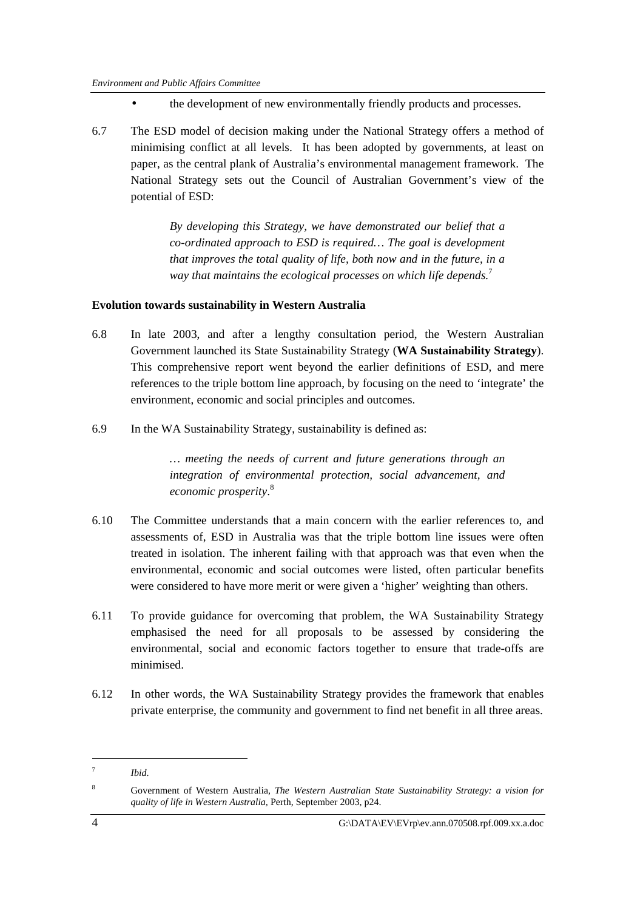- the development of new environmentally friendly products and processes.

6.7 The ESD model of decision making under the National Strategy offers a method of minimising conflict at all levels. It has been adopted by governments, at least on paper, as the central plank of Australia's environmental management framework. The National Strategy sets out the Council of Australian Government's view of the potential of ESD:

> *By developing this Strategy, we have demonstrated our belief that a co-ordinated approach to ESD is required… The goal is development that improves the total quality of life, both now and in the future, in a way that maintains the ecological processes on which life depends.*[7]

**Evolution towards sustainability in Western Australia**

6.8 In late 2003, and after a lengthy consultation period, the Western Australian Government launched its State Sustainability Strategy (**WA Sustainability Strategy**). This comprehensive report went beyond the earlier definitions of ESD, and mere references to the triple bottom line approach, by focusing on the need to 'integrate' the environment, economic and social principles and outcomes.

6.9 In the WA Sustainability Strategy, sustainability is defined as:

> *… meeting the needs of current and future generations through an integration of environmental protection, social advancement, and economic prosperity*.[8]

6.10 The Committee understands that a main concern with the earlier references to, and assessments of, ESD in Australia was that the triple bottom line issues were often treated in isolation. The inherent failing with that approach was that even when the environmental, economic and social outcomes were listed, often particular benefits were considered to have more merit or were given a 'higher' weighting than others.

6.11 To provide guidance for overcoming that problem, the WA Sustainability Strategy emphasised the need for all proposals to be assessed by considering the environmental, social and economic factors together to ensure that trade-offs are minimised.

6.12 In other words, the WA Sustainability Strategy provides the framework that enables private enterprise, the community and government to find net benefit in all three areas.

---

[7] *Ibid.*

[8] Government of Western Australia, *The Western Australian State Sustainability Strategy: a vision for quality of life in Western Australia*, Perth, September 2003, p24.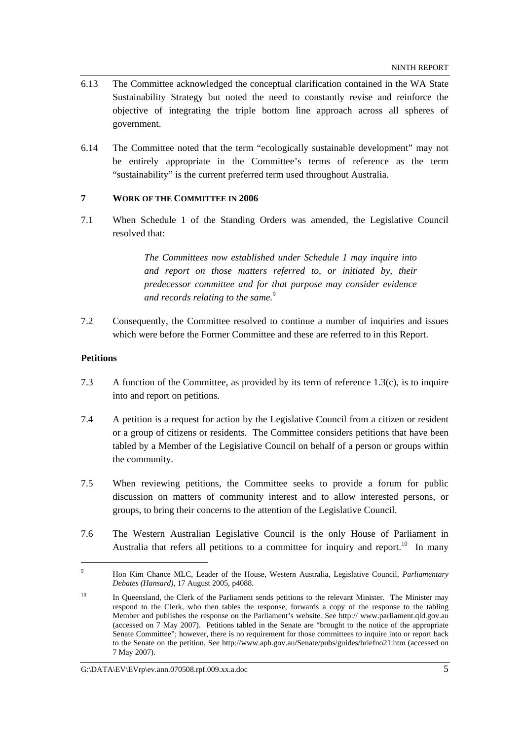6.13 The Committee acknowledged the conceptual clarification contained in the WA State Sustainability Strategy but noted the need to constantly revise and reinforce the objective of integrating the triple bottom line approach across all spheres of government.

6.14 The Committee noted that the term "ecologically sustainable development" may not be entirely appropriate in the Committee's terms of reference as the term "sustainability" is the current preferred term used throughout Australia.

## 7 WORK OF THE COMMITTEE IN 2006

7.1 When Schedule 1 of the Standing Orders was amended, the Legislative Council resolved that:

> *The Committees now established under Schedule 1 may inquire into and report on those matters referred to, or initiated by, their predecessor committee and for that purpose may consider evidence and records relating to the same.*[9]

7.2 Consequently, the Committee resolved to continue a number of inquiries and issues which were before the Former Committee and these are referred to in this Report.

### Petitions

7.3 A function of the Committee, as provided by its term of reference 1.3(c), is to inquire into and report on petitions.

7.4 A petition is a request for action by the Legislative Council from a citizen or resident or a group of citizens or residents. The Committee considers petitions that have been tabled by a Member of the Legislative Council on behalf of a person or groups within the community.

7.5 When reviewing petitions, the Committee seeks to provide a forum for public discussion on matters of community interest and to allow interested persons, or groups, to bring their concerns to the attention of the Legislative Council.

7.6 The Western Australian Legislative Council is the only House of Parliament in Australia that refers all petitions to a committee for inquiry and report.[10] In many

---

[9] Hon Kim Chance MLC, Leader of the House, Western Australia, Legislative Council, *Parliamentary Debates (Hansard)*, 17 August 2005, p4088.

[10] In Queensland, the Clerk of the Parliament sends petitions to the relevant Minister. The Minister may respond to the Clerk, who then tables the response, forwards a copy of the response to the tabling Member and publishes the response on the Parliament's website. See http:// www.parliament.qld.gov.au (accessed on 7 May 2007). Petitions tabled in the Senate are "brought to the notice of the appropriate Senate Committee"; however, there is no requirement for those committees to inquire into or report back to the Senate on the petition. See http://www.aph.gov.au/Senate/pubs/guides/briefno21.htm (accessed on 7 May 2007).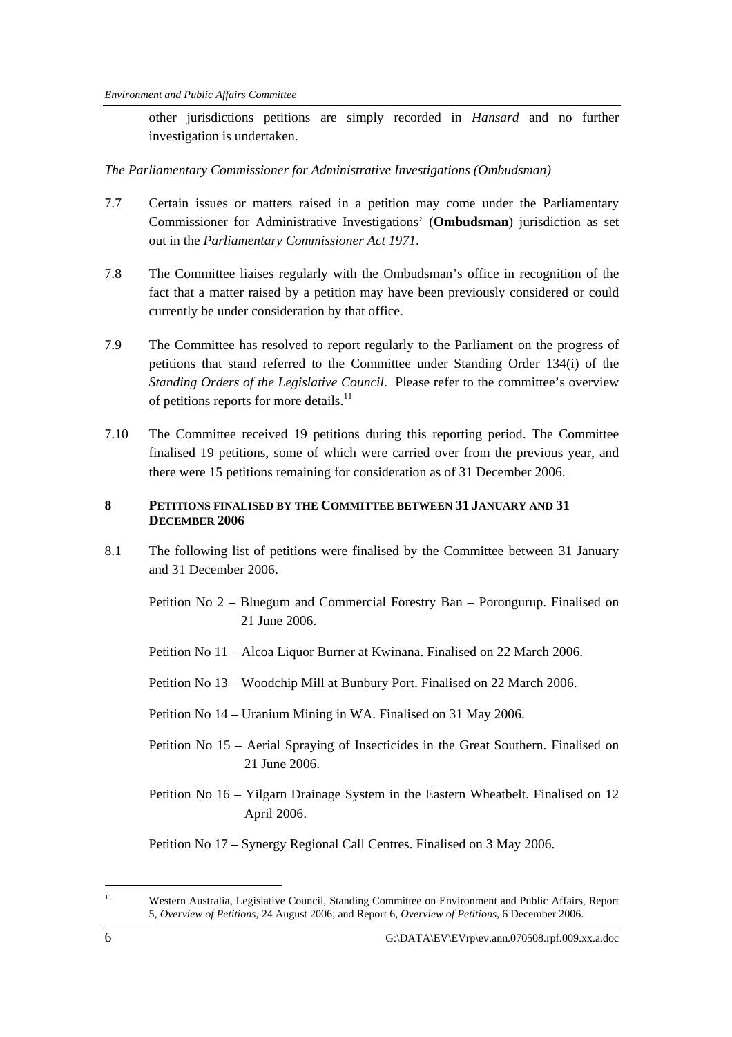other jurisdictions petitions are simply recorded in *Hansard* and no further investigation is undertaken.

*The Parliamentary Commissioner for Administrative Investigations (Ombudsman)*

7.7 Certain issues or matters raised in a petition may come under the Parliamentary Commissioner for Administrative Investigations' (**Ombudsman**) jurisdiction as set out in the *Parliamentary Commissioner Act 1971*.

7.8 The Committee liaises regularly with the Ombudsman's office in recognition of the fact that a matter raised by a petition may have been previously considered or could currently be under consideration by that office.

7.9 The Committee has resolved to report regularly to the Parliament on the progress of petitions that stand referred to the Committee under Standing Order 134(i) of the *Standing Orders of the Legislative Council*. Please refer to the committee's overview of petitions reports for more details.[11]

7.10 The Committee received 19 petitions during this reporting period. The Committee finalised 19 petitions, some of which were carried over from the previous year, and there were 15 petitions remaining for consideration as of 31 December 2006.

## 8 PETITIONS FINALISED BY THE COMMITTEE BETWEEN 31 JANUARY AND 31 DECEMBER 2006

8.1 The following list of petitions were finalised by the Committee between 31 January and 31 December 2006.

Petition No 2 – Bluegum and Commercial Forestry Ban – Porongurup. Finalised on 21 June 2006.

Petition No 11 – Alcoa Liquor Burner at Kwinana. Finalised on 22 March 2006.

Petition No 13 – Woodchip Mill at Bunbury Port. Finalised on 22 March 2006.

Petition No 14 – Uranium Mining in WA. Finalised on 31 May 2006.

Petition No 15 – Aerial Spraying of Insecticides in the Great Southern. Finalised on 21 June 2006.

Petition No 16 – Yilgarn Drainage System in the Eastern Wheatbelt. Finalised on 12 April 2006.

Petition No 17 – Synergy Regional Call Centres. Finalised on 3 May 2006.

---

[11] Western Australia, Legislative Council, Standing Committee on Environment and Public Affairs, Report 5, *Overview of Petitions*, 24 August 2006; and Report 6, *Overview of Petitions*, 6 December 2006.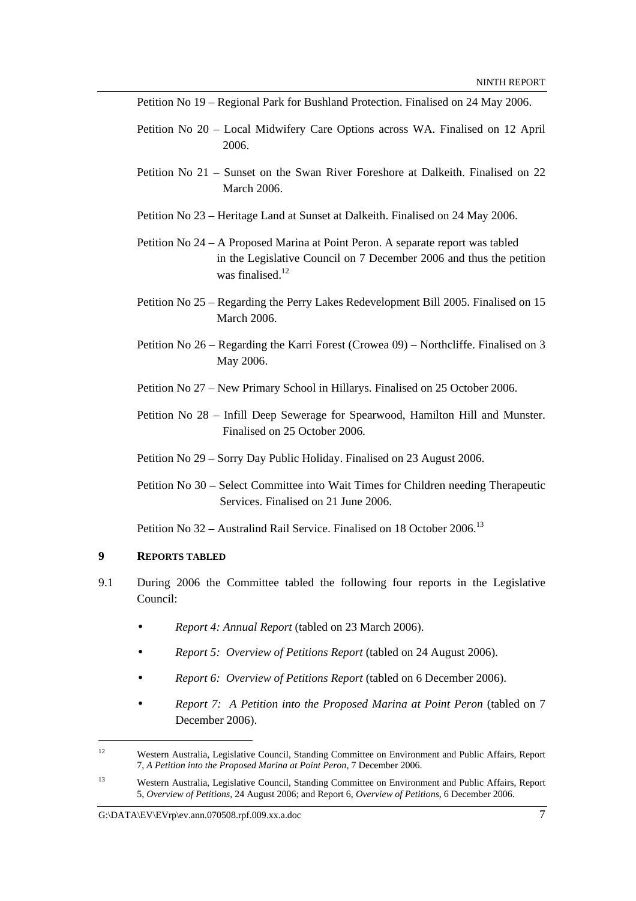Petition No 19 – Regional Park for Bushland Protection. Finalised on 24 May 2006.

Petition No 20 – Local Midwifery Care Options across WA. Finalised on 12 April 2006.

Petition No 21 – Sunset on the Swan River Foreshore at Dalkeith. Finalised on 22 March 2006.

Petition No 23 – Heritage Land at Sunset at Dalkeith. Finalised on 24 May 2006.

Petition No 24 – A Proposed Marina at Point Peron. A separate report was tabled in the Legislative Council on 7 December 2006 and thus the petition was finalised.[12]

Petition No 25 – Regarding the Perry Lakes Redevelopment Bill 2005. Finalised on 15 March 2006.

Petition No 26 – Regarding the Karri Forest (Crowea 09) – Northcliffe. Finalised on 3 May 2006.

Petition No 27 – New Primary School in Hillarys. Finalised on 25 October 2006.

Petition No 28 – Infill Deep Sewerage for Spearwood, Hamilton Hill and Munster. Finalised on 25 October 2006.

Petition No 29 – Sorry Day Public Holiday. Finalised on 23 August 2006.

Petition No 30 – Select Committee into Wait Times for Children needing Therapeutic Services. Finalised on 21 June 2006.

Petition No 32 – Australind Rail Service. Finalised on 18 October 2006.[13]

## 9 REPORTS TABLED

9.1 During 2006 the Committee tabled the following four reports in the Legislative Council:

- *Report 4: Annual Report* (tabled on 23 March 2006).
- *Report 5: Overview of Petitions Report* (tabled on 24 August 2006).
- *Report 6: Overview of Petitions Report* (tabled on 6 December 2006).
- *Report 7: A Petition into the Proposed Marina at Point Peron* (tabled on 7 December 2006).

---

[12] Western Australia, Legislative Council, Standing Committee on Environment and Public Affairs, Report 7, *A Petition into the Proposed Marina at Point Peron*, 7 December 2006.

[13] Western Australia, Legislative Council, Standing Committee on Environment and Public Affairs, Report 5, *Overview of Petitions*, 24 August 2006; and Report 6, *Overview of Petitions*, 6 December 2006.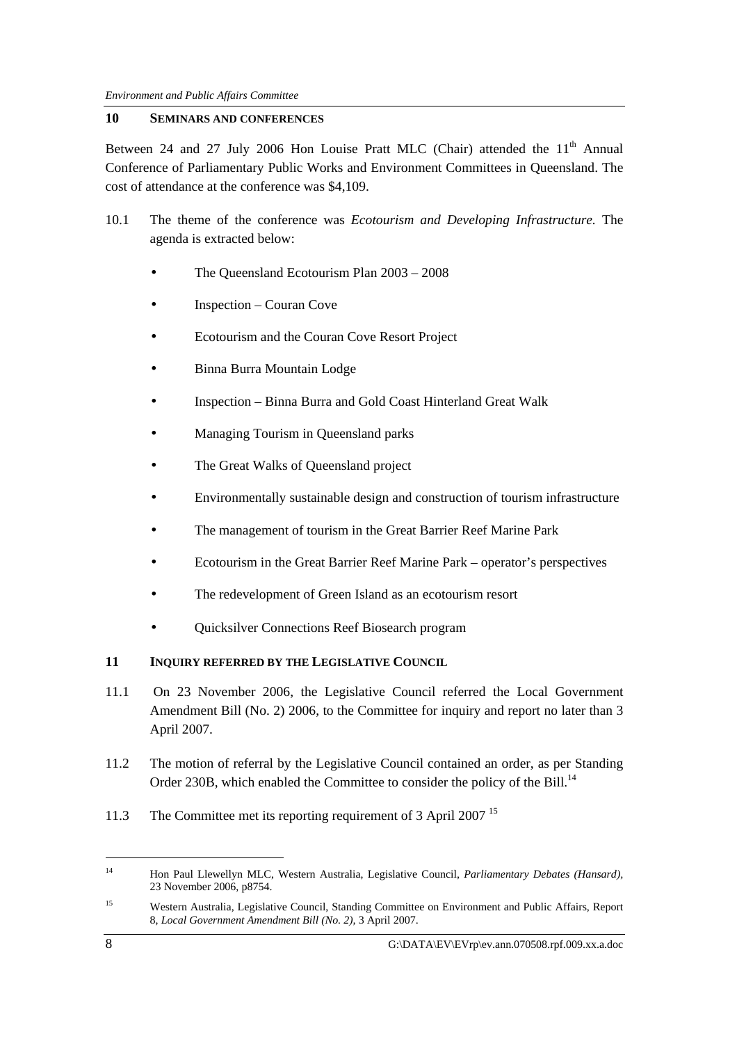## 10 SEMINARS AND CONFERENCES

Between 24 and 27 July 2006 Hon Louise Pratt MLC (Chair) attended the 11th Annual Conference of Parliamentary Public Works and Environment Committees in Queensland. The cost of attendance at the conference was $4,109.

10.1 The theme of the conference was *Ecotourism and Developing Infrastructure.* The agenda is extracted below:

- The Queensland Ecotourism Plan 2003 – 2008
- Inspection – Couran Cove
- Ecotourism and the Couran Cove Resort Project
- Binna Burra Mountain Lodge
- Inspection – Binna Burra and Gold Coast Hinterland Great Walk
- Managing Tourism in Queensland parks
- The Great Walks of Queensland project
- Environmentally sustainable design and construction of tourism infrastructure
- The management of tourism in the Great Barrier Reef Marine Park
- Ecotourism in the Great Barrier Reef Marine Park – operator's perspectives
- The redevelopment of Green Island as an ecotourism resort
- Quicksilver Connections Reef Biosearch program

## 11 INQUIRY REFERRED BY THE LEGISLATIVE COUNCIL

11.1 On 23 November 2006, the Legislative Council referred the Local Government Amendment Bill (No. 2) 2006, to the Committee for inquiry and report no later than 3 April 2007.

11.2 The motion of referral by the Legislative Council contained an order, as per Standing Order 230B, which enabled the Committee to consider the policy of the Bill.[14]

11.3 The Committee met its reporting requirement of 3 April 2007 [15]

---

[14] Hon Paul Llewellyn MLC, Western Australia, Legislative Council, *Parliamentary Debates (Hansard)*, 23 November 2006, p8754.

[15] Western Australia, Legislative Council, Standing Committee on Environment and Public Affairs, Report 8, *Local Government Amendment Bill (No. 2)*, 3 April 2007.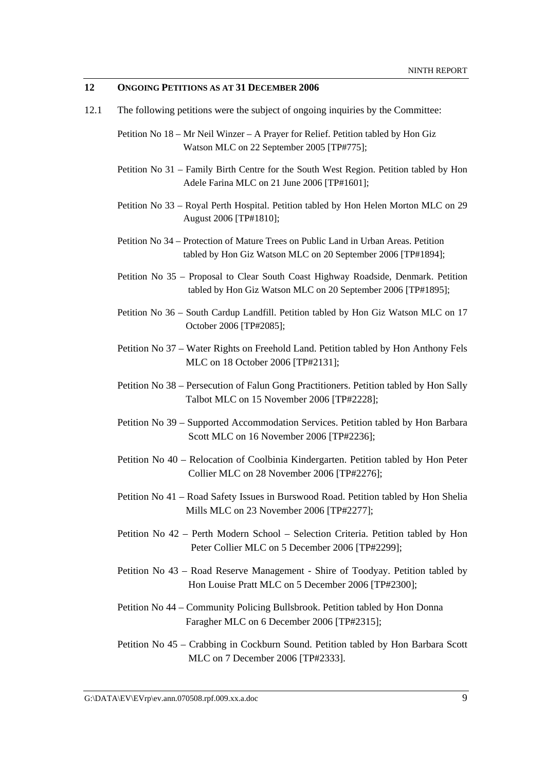## 12 ONGOING PETITIONS AS AT 31 DECEMBER 2006

12.1 The following petitions were the subject of ongoing inquiries by the Committee:

Petition No 18 – Mr Neil Winzer – A Prayer for Relief. Petition tabled by Hon Giz Watson MLC on 22 September 2005 [TP#775];

Petition No 31 – Family Birth Centre for the South West Region. Petition tabled by Hon Adele Farina MLC on 21 June 2006 [TP#1601];

Petition No 33 – Royal Perth Hospital. Petition tabled by Hon Helen Morton MLC on 29 August 2006 [TP#1810];

Petition No 34 – Protection of Mature Trees on Public Land in Urban Areas. Petition tabled by Hon Giz Watson MLC on 20 September 2006 [TP#1894];

Petition No 35 – Proposal to Clear South Coast Highway Roadside, Denmark. Petition tabled by Hon Giz Watson MLC on 20 September 2006 [TP#1895];

Petition No 36 – South Cardup Landfill. Petition tabled by Hon Giz Watson MLC on 17 October 2006 [TP#2085];

Petition No 37 – Water Rights on Freehold Land. Petition tabled by Hon Anthony Fels MLC on 18 October 2006 [TP#2131];

Petition No 38 – Persecution of Falun Gong Practitioners. Petition tabled by Hon Sally Talbot MLC on 15 November 2006 [TP#2228];

Petition No 39 – Supported Accommodation Services. Petition tabled by Hon Barbara Scott MLC on 16 November 2006 [TP#2236];

Petition No 40 – Relocation of Coolbinia Kindergarten. Petition tabled by Hon Peter Collier MLC on 28 November 2006 [TP#2276];

Petition No 41 – Road Safety Issues in Burswood Road. Petition tabled by Hon Shelia Mills MLC on 23 November 2006 [TP#2277];

Petition No 42 – Perth Modern School – Selection Criteria. Petition tabled by Hon Peter Collier MLC on 5 December 2006 [TP#2299];

Petition No 43 – Road Reserve Management - Shire of Toodyay. Petition tabled by Hon Louise Pratt MLC on 5 December 2006 [TP#2300];

Petition No 44 – Community Policing Bullsbrook. Petition tabled by Hon Donna Faragher MLC on 6 December 2006 [TP#2315];

Petition No 45 – Crabbing in Cockburn Sound. Petition tabled by Hon Barbara Scott MLC on 7 December 2006 [TP#2333].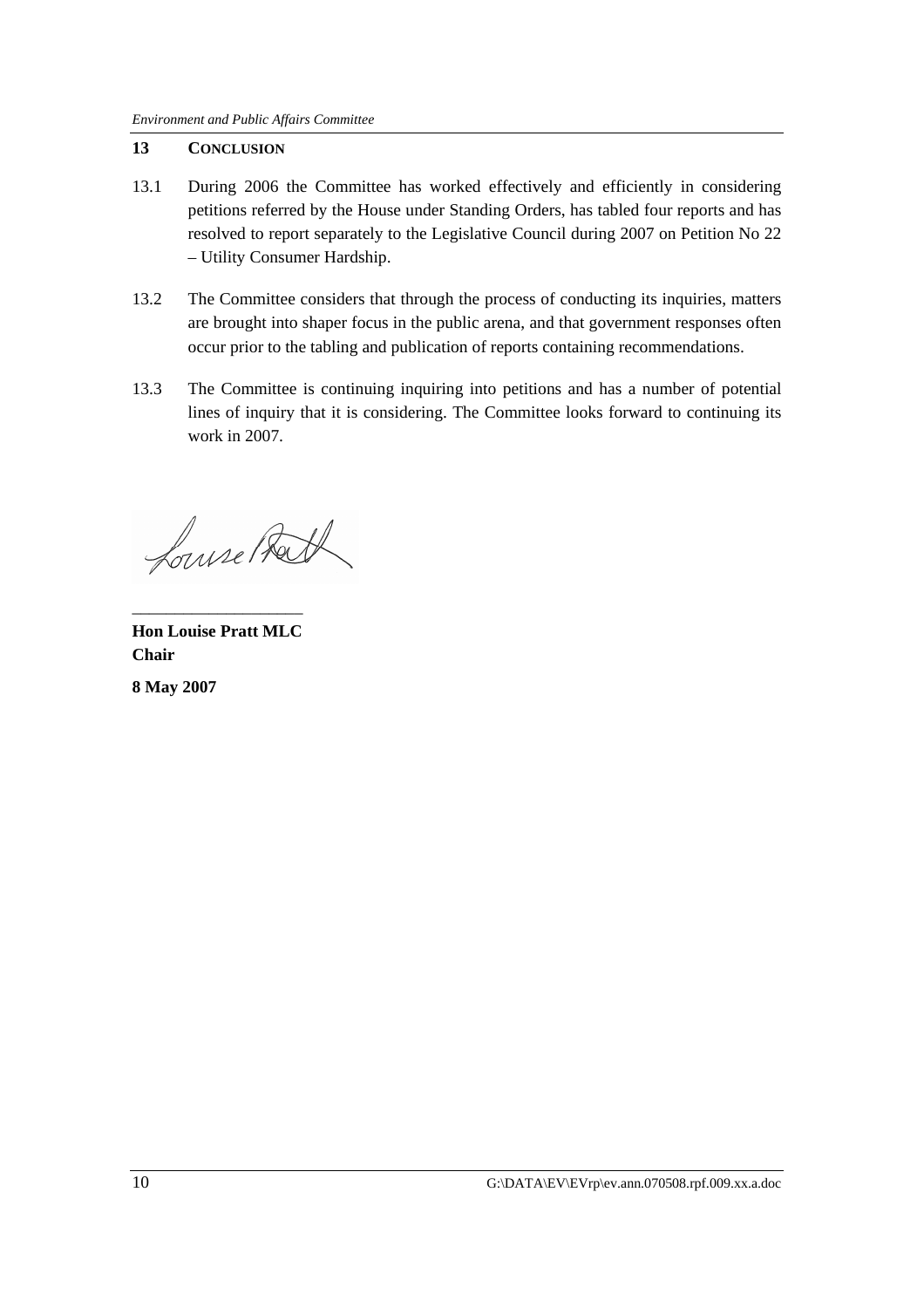## 13 CONCLUSION

13.1 During 2006 the Committee has worked effectively and efficiently in considering petitions referred by the House under Standing Orders, has tabled four reports and has resolved to report separately to the Legislative Council during 2007 on Petition No 22 – Utility Consumer Hardship.

13.2 The Committee considers that through the process of conducting its inquiries, matters are brought into shaper focus in the public arena, and that government responses often occur prior to the tabling and publication of reports containing recommendations.

13.3 The Committee is continuing inquiring into petitions and has a number of potential lines of inquiry that it is considering. The Committee looks forward to continuing its work in 2007.

____________________

**Hon Louise Pratt MLC**
**Chair**

**8 May 2007**